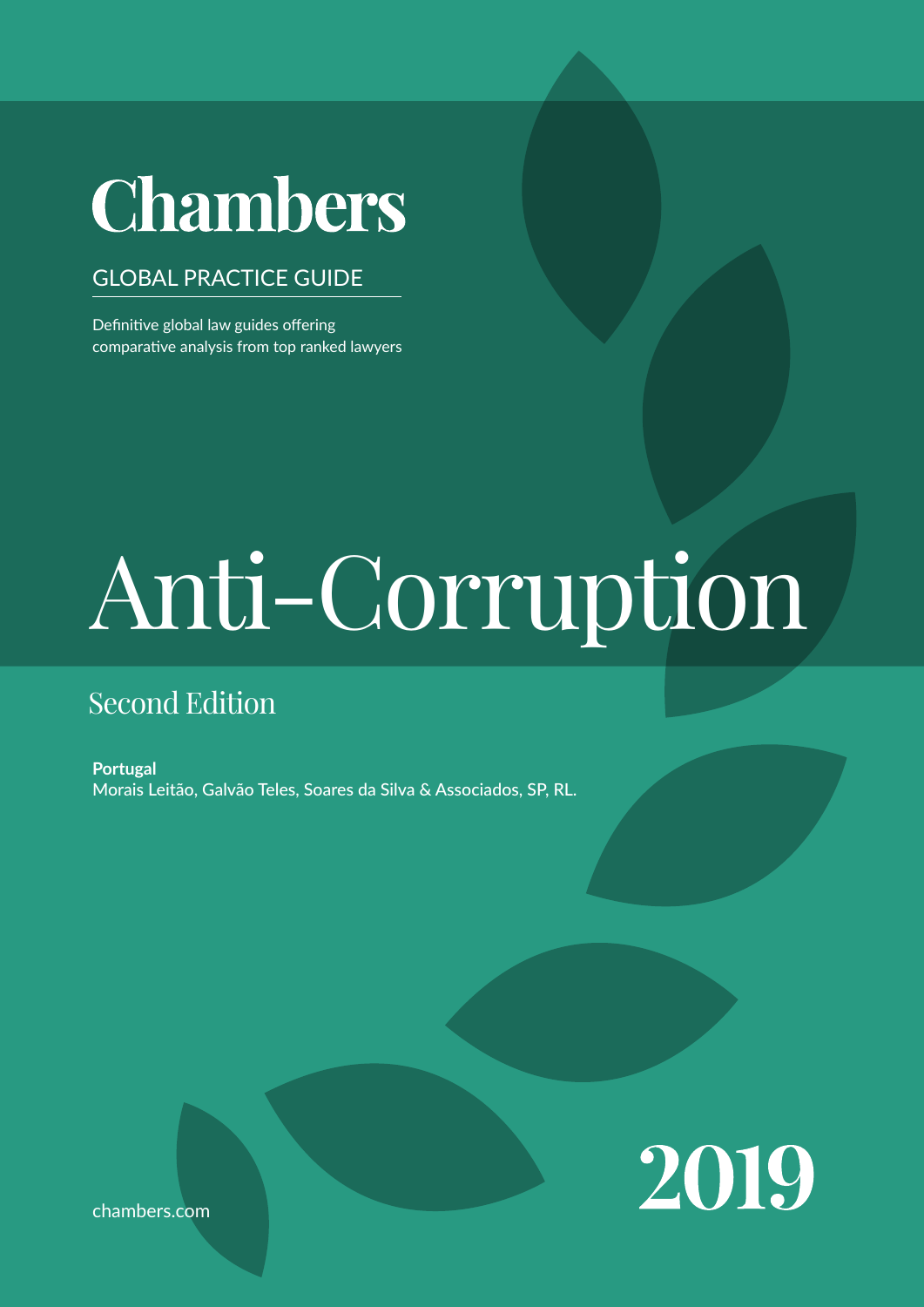# Chambers

GLOBAL PRACTICE GUIDE

Definitive global law guides offering comparative analysis from top ranked lawyers

# Anti-Corruption

## Second Edition

**Portugal**
Morais Leitão, Galvão Teles, Soares da Silva & Associados, SP, RL.

chambers.com

2019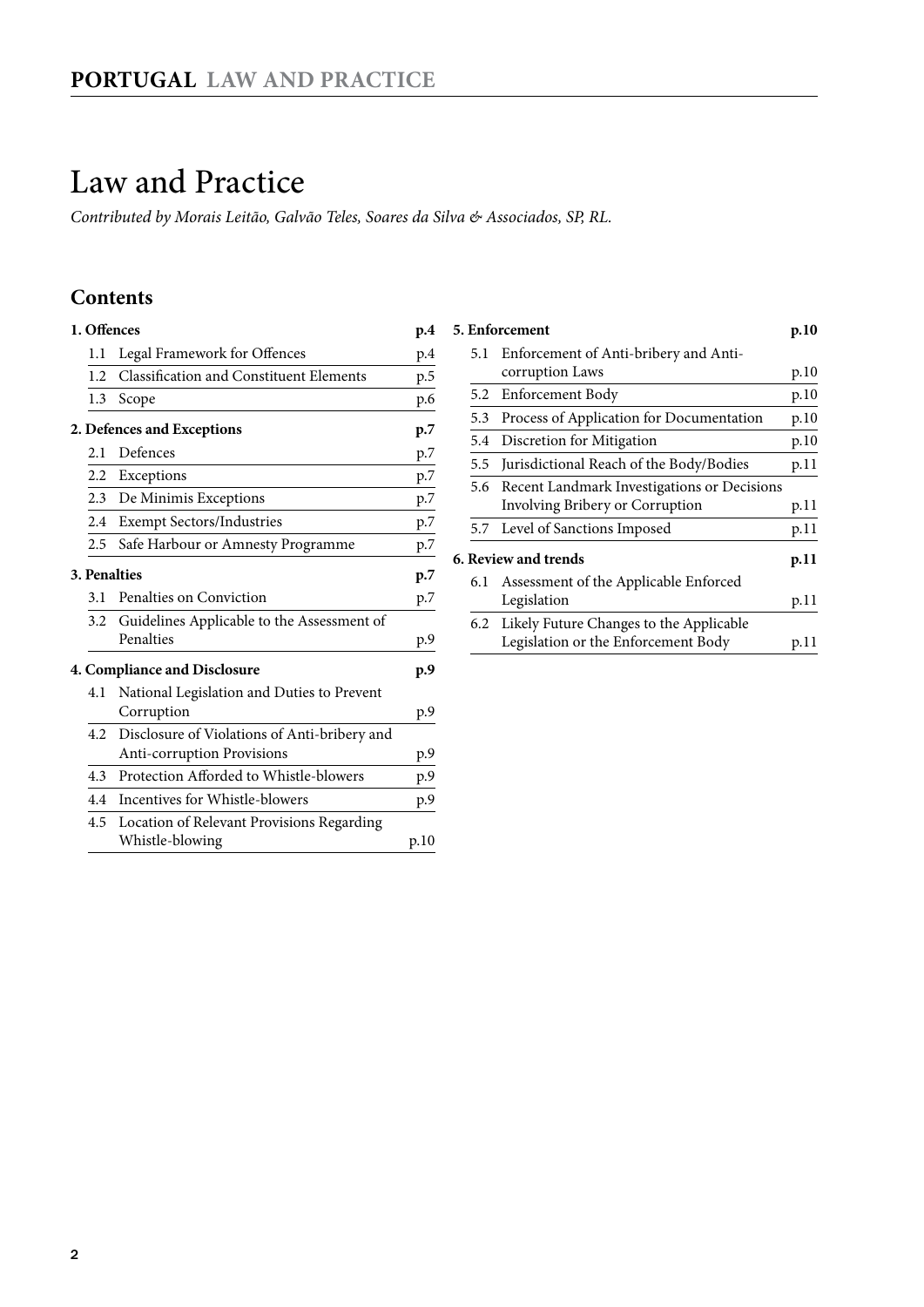# Law and Practice

*Contributed by Morais Leitão, Galvão Teles, Soares da Silva & Associados, SP, RL.*

## Contents

**1. Offences** **p.4**

- 1.1 Legal Framework for Offences p.4
- 1.2 Classification and Constituent Elements p.5
- 1.3 Scope p.6

**2. Defences and Exceptions** **p.7**

- 2.1 Defences p.7
- 2.2 Exceptions p.7
- 2.3 De Minimis Exceptions p.7
- 2.4 Exempt Sectors/Industries p.7
- 2.5 Safe Harbour or Amnesty Programme p.7

**3. Penalties** **p.7**

- 3.1 Penalties on Conviction p.7
- 3.2 Guidelines Applicable to the Assessment of Penalties p.9

**4. Compliance and Disclosure** **p.9**

- 4.1 National Legislation and Duties to Prevent Corruption p.9
- 4.2 Disclosure of Violations of Anti-bribery and Anti-corruption Provisions p.9
- 4.3 Protection Afforded to Whistle-blowers p.9
- 4.4 Incentives for Whistle-blowers p.9
- 4.5 Location of Relevant Provisions Regarding Whistle-blowing p.10

**5. Enforcement** **p.10**

- 5.1 Enforcement of Anti-bribery and Anti-corruption Laws p.10
- 5.2 Enforcement Body p.10
- 5.3 Process of Application for Documentation p.10
- 5.4 Discretion for Mitigation p.10
- 5.5 Jurisdictional Reach of the Body/Bodies p.11
- 5.6 Recent Landmark Investigations or Decisions Involving Bribery or Corruption p.11
- 5.7 Level of Sanctions Imposed p.11

**6. Review and trends** **p.11**

- 6.1 Assessment of the Applicable Enforced Legislation p.11
- 6.2 Likely Future Changes to the Applicable Legislation or the Enforcement Body p.11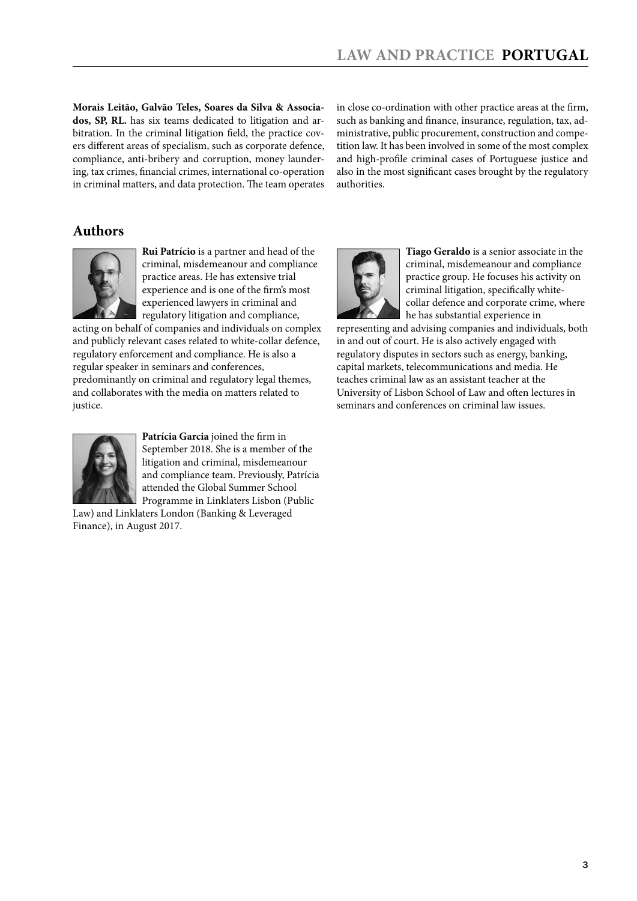**Morais Leitão, Galvão Teles, Soares da Silva & Associados, SP, RL.** has six teams dedicated to litigation and arbitration. In the criminal litigation field, the practice covers different areas of specialism, such as corporate defence, compliance, anti-bribery and corruption, money laundering, tax crimes, financial crimes, international co-operation in criminal matters, and data protection. The team operates in close co-ordination with other practice areas at the firm, such as banking and finance, insurance, regulation, tax, administrative, public procurement, construction and competition law. It has been involved in some of the most complex and high-profile criminal cases of Portuguese justice and also in the most significant cases brought by the regulatory authorities.

## Authors

**Rui Patrício** is a partner and head of the criminal, misdemeanour and compliance practice areas. He has extensive trial experience and is one of the firm's most experienced lawyers in criminal and regulatory litigation and compliance, acting on behalf of companies and individuals on complex and publicly relevant cases related to white-collar defence, regulatory enforcement and compliance. He is also a regular speaker in seminars and conferences, predominantly on criminal and regulatory legal themes, and collaborates with the media on matters related to justice.

**Patrícia Garcia** joined the firm in September 2018. She is a member of the litigation and criminal, misdemeanour and compliance team. Previously, Patrícia attended the Global Summer School Programme in Linklaters Lisbon (Public Law) and Linklaters London (Banking & Leveraged Finance), in August 2017.

**Tiago Geraldo** is a senior associate in the criminal, misdemeanour and compliance practice group. He focuses his activity on criminal litigation, specifically white-collar defence and corporate crime, where he has substantial experience in representing and advising companies and individuals, both in and out of court. He is also actively engaged with regulatory disputes in sectors such as energy, banking, capital markets, telecommunications and media. He teaches criminal law as an assistant teacher at the University of Lisbon School of Law and often lectures in seminars and conferences on criminal law issues.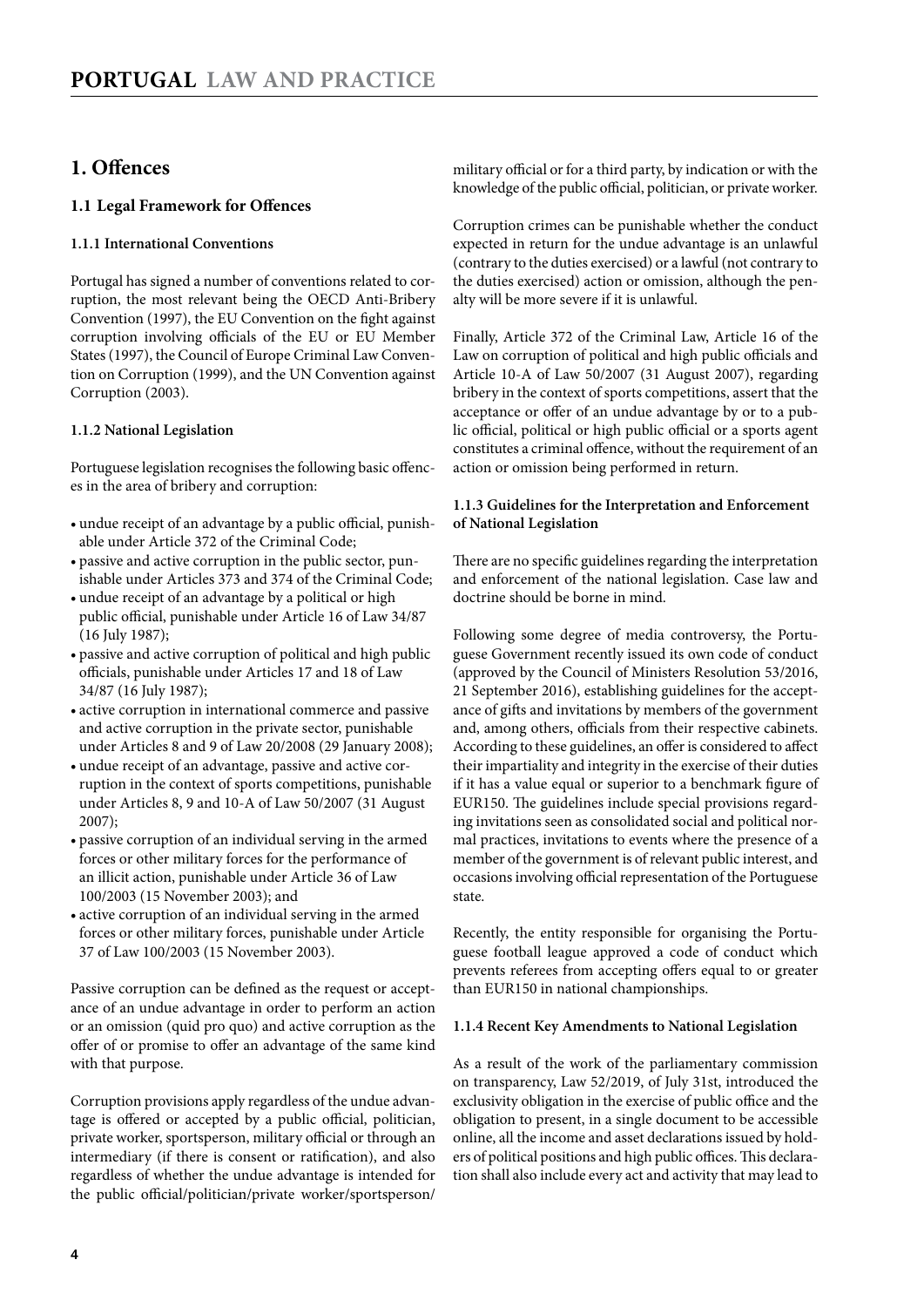# 1. Offences

## 1.1 Legal Framework for Offences

### 1.1.1 International Conventions

Portugal has signed a number of conventions related to corruption, the most relevant being the OECD Anti-Bribery Convention (1997), the EU Convention on the fight against corruption involving officials of the EU or EU Member States (1997), the Council of Europe Criminal Law Convention on Corruption (1999), and the UN Convention against Corruption (2003).

### 1.1.2 National Legislation

Portuguese legislation recognises the following basic offences in the area of bribery and corruption:

- undue receipt of an advantage by a public official, punishable under Article 372 of the Criminal Code;
- passive and active corruption in the public sector, punishable under Articles 373 and 374 of the Criminal Code;
- undue receipt of an advantage by a political or high public official, punishable under Article 16 of Law 34/87 (16 July 1987);
- passive and active corruption of political and high public officials, punishable under Articles 17 and 18 of Law 34/87 (16 July 1987);
- active corruption in international commerce and passive and active corruption in the private sector, punishable under Articles 8 and 9 of Law 20/2008 (29 January 2008);
- undue receipt of an advantage, passive and active corruption in the context of sports competitions, punishable under Articles 8, 9 and 10-A of Law 50/2007 (31 August 2007);
- passive corruption of an individual serving in the armed forces or other military forces for the performance of an illicit action, punishable under Article 36 of Law 100/2003 (15 November 2003); and
- active corruption of an individual serving in the armed forces or other military forces, punishable under Article 37 of Law 100/2003 (15 November 2003).

Passive corruption can be defined as the request or acceptance of an undue advantage in order to perform an action or an omission (quid pro quo) and active corruption as the offer of or promise to offer an advantage of the same kind with that purpose.

Corruption provisions apply regardless of the undue advantage is offered or accepted by a public official, politician, private worker, sportsperson, military official or through an intermediary (if there is consent or ratification), and also regardless of whether the undue advantage is intended for the public official/politician/private worker/sportsperson/military official or for a third party, by indication or with the knowledge of the public official, politician, or private worker.

Corruption crimes can be punishable whether the conduct expected in return for the undue advantage is an unlawful (contrary to the duties exercised) or a lawful (not contrary to the duties exercised) action or omission, although the penalty will be more severe if it is unlawful.

Finally, Article 372 of the Criminal Law, Article 16 of the Law on corruption of political and high public officials and Article 10-A of Law 50/2007 (31 August 2007), regarding bribery in the context of sports competitions, assert that the acceptance or offer of an undue advantage by or to a public official, political or high public official or a sports agent constitutes a criminal offence, without the requirement of an action or omission being performed in return.

### 1.1.3 Guidelines for the Interpretation and Enforcement of National Legislation

There are no specific guidelines regarding the interpretation and enforcement of the national legislation. Case law and doctrine should be borne in mind.

Following some degree of media controversy, the Portuguese Government recently issued its own code of conduct (approved by the Council of Ministers Resolution 53/2016, 21 September 2016), establishing guidelines for the acceptance of gifts and invitations by members of the government and, among others, officials from their respective cabinets. According to these guidelines, an offer is considered to affect their impartiality and integrity in the exercise of their duties if it has a value equal or superior to a benchmark figure of EUR150. The guidelines include special provisions regarding invitations seen as consolidated social and political normal practices, invitations to events where the presence of a member of the government is of relevant public interest, and occasions involving official representation of the Portuguese state.

Recently, the entity responsible for organising the Portuguese football league approved a code of conduct which prevents referees from accepting offers equal to or greater than EUR150 in national championships.

### 1.1.4 Recent Key Amendments to National Legislation

As a result of the work of the parliamentary commission on transparency, Law 52/2019, of July 31st, introduced the exclusivity obligation in the exercise of public office and the obligation to present, in a single document to be accessible online, all the income and asset declarations issued by holders of political positions and high public offices. This declaration shall also include every act and activity that may lead to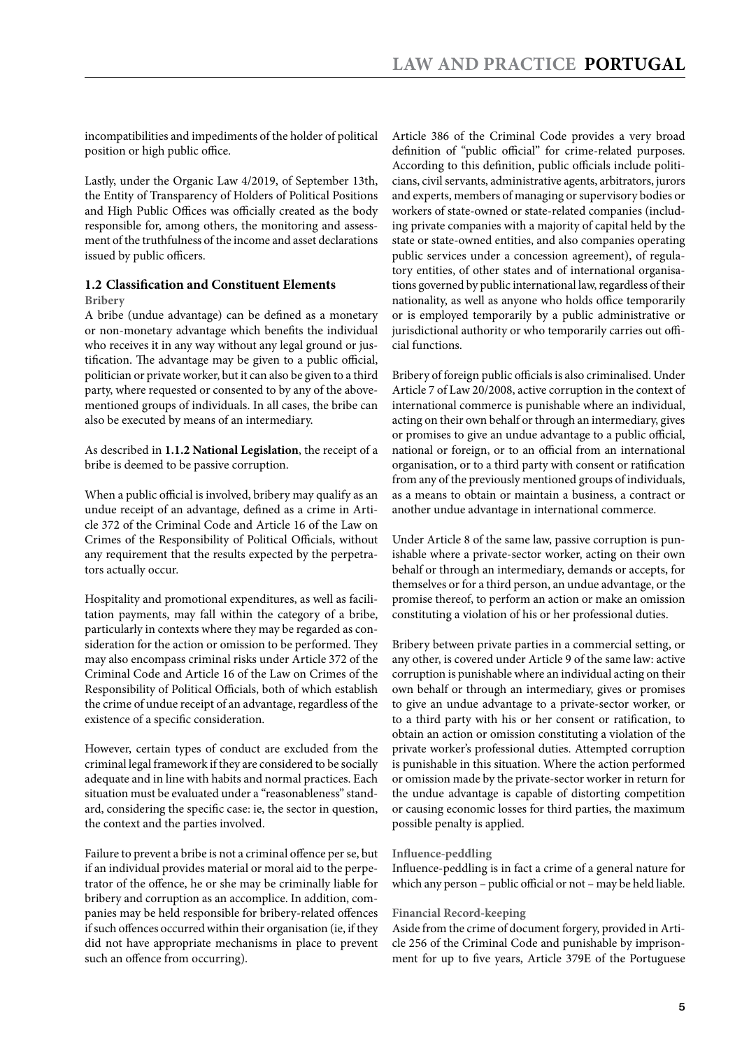incompatibilities and impediments of the holder of political position or high public office.

Lastly, under the Organic Law 4/2019, of September 13th, the Entity of Transparency of Holders of Political Positions and High Public Offices was officially created as the body responsible for, among others, the monitoring and assessment of the truthfulness of the income and asset declarations issued by public officers.

### 1.2 Classification and Constituent Elements

#### Bribery

A bribe (undue advantage) can be defined as a monetary or non-monetary advantage which benefits the individual who receives it in any way without any legal ground or justification. The advantage may be given to a public official, politician or private worker, but it can also be given to a third party, where requested or consented to by any of the above-mentioned groups of individuals. In all cases, the bribe can also be executed by means of an intermediary.

As described in **1.1.2 National Legislation**, the receipt of a bribe is deemed to be passive corruption.

When a public official is involved, bribery may qualify as an undue receipt of an advantage, defined as a crime in Article 372 of the Criminal Code and Article 16 of the Law on Crimes of the Responsibility of Political Officials, without any requirement that the results expected by the perpetrators actually occur.

Hospitality and promotional expenditures, as well as facilitation payments, may fall within the category of a bribe, particularly in contexts where they may be regarded as consideration for the action or omission to be performed. They may also encompass criminal risks under Article 372 of the Criminal Code and Article 16 of the Law on Crimes of the Responsibility of Political Officials, both of which establish the crime of undue receipt of an advantage, regardless of the existence of a specific consideration.

However, certain types of conduct are excluded from the criminal legal framework if they are considered to be socially adequate and in line with habits and normal practices. Each situation must be evaluated under a "reasonableness" standard, considering the specific case: ie, the sector in question, the context and the parties involved.

Failure to prevent a bribe is not a criminal offence per se, but if an individual provides material or moral aid to the perpetrator of the offence, he or she may be criminally liable for bribery and corruption as an accomplice. In addition, companies may be held responsible for bribery-related offences if such offences occurred within their organisation (ie, if they did not have appropriate mechanisms in place to prevent such an offence from occurring).

Article 386 of the Criminal Code provides a very broad definition of "public official" for crime-related purposes. According to this definition, public officials include politicians, civil servants, administrative agents, arbitrators, jurors and experts, members of managing or supervisory bodies or workers of state-owned or state-related companies (including private companies with a majority of capital held by the state or state-owned entities, and also companies operating public services under a concession agreement), of regulatory entities, of other states and of international organisations governed by public international law, regardless of their nationality, as well as anyone who holds office temporarily or is employed temporarily by a public administrative or jurisdictional authority or who temporarily carries out official functions.

Bribery of foreign public officials is also criminalised. Under Article 7 of Law 20/2008, active corruption in the context of international commerce is punishable where an individual, acting on their own behalf or through an intermediary, gives or promises to give an undue advantage to a public official, national or foreign, or to an official from an international organisation, or to a third party with consent or ratification from any of the previously mentioned groups of individuals, as a means to obtain or maintain a business, a contract or another undue advantage in international commerce.

Under Article 8 of the same law, passive corruption is punishable where a private-sector worker, acting on their own behalf or through an intermediary, demands or accepts, for themselves or for a third person, an undue advantage, or the promise thereof, to perform an action or make an omission constituting a violation of his or her professional duties.

Bribery between private parties in a commercial setting, or any other, is covered under Article 9 of the same law: active corruption is punishable where an individual acting on their own behalf or through an intermediary, gives or promises to give an undue advantage to a private-sector worker, or to a third party with his or her consent or ratification, to obtain an action or omission constituting a violation of the private worker's professional duties. Attempted corruption is punishable in this situation. Where the action performed or omission made by the private-sector worker in return for the undue advantage is capable of distorting competition or causing economic losses for third parties, the maximum possible penalty is applied.

#### Influence-peddling

Influence-peddling is in fact a crime of a general nature for which any person – public official or not – may be held liable.

#### Financial Record-keeping

Aside from the crime of document forgery, provided in Article 256 of the Criminal Code and punishable by imprisonment for up to five years, Article 379E of the Portuguese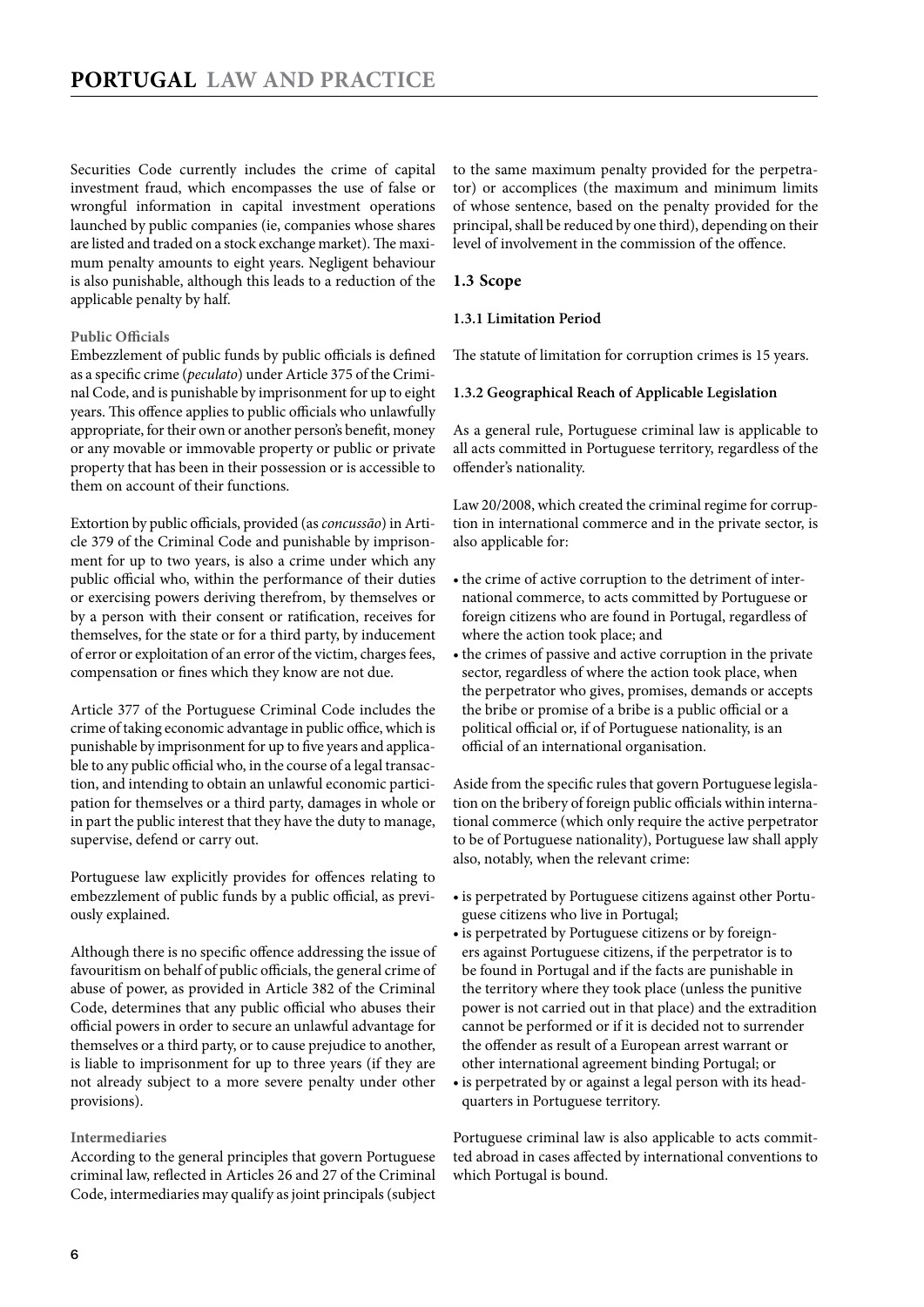Securities Code currently includes the crime of capital investment fraud, which encompasses the use of false or wrongful information in capital investment operations launched by public companies (ie, companies whose shares are listed and traded on a stock exchange market). The maximum penalty amounts to eight years. Negligent behaviour is also punishable, although this leads to a reduction of the applicable penalty by half.

**Public Officials**

Embezzlement of public funds by public officials is defined as a specific crime (*peculato*) under Article 375 of the Criminal Code, and is punishable by imprisonment for up to eight years. This offence applies to public officials who unlawfully appropriate, for their own or another person's benefit, money or any movable or immovable property or public or private property that has been in their possession or is accessible to them on account of their functions.

Extortion by public officials, provided (as *concussão*) in Article 379 of the Criminal Code and punishable by imprisonment for up to two years, is also a crime under which any public official who, within the performance of their duties or exercising powers deriving therefrom, by themselves or by a person with their consent or ratification, receives for themselves, for the state or for a third party, by inducement of error or exploitation of an error of the victim, charges fees, compensation or fines which they know are not due.

Article 377 of the Portuguese Criminal Code includes the crime of taking economic advantage in public office, which is punishable by imprisonment for up to five years and applicable to any public official who, in the course of a legal transaction, and intending to obtain an unlawful economic participation for themselves or a third party, damages in whole or in part the public interest that they have the duty to manage, supervise, defend or carry out.

Portuguese law explicitly provides for offences relating to embezzlement of public funds by a public official, as previously explained.

Although there is no specific offence addressing the issue of favouritism on behalf of public officials, the general crime of abuse of power, as provided in Article 382 of the Criminal Code, determines that any public official who abuses their official powers in order to secure an unlawful advantage for themselves or a third party, or to cause prejudice to another, is liable to imprisonment for up to three years (if they are not already subject to a more severe penalty under other provisions).

**Intermediaries**

According to the general principles that govern Portuguese criminal law, reflected in Articles 26 and 27 of the Criminal Code, intermediaries may qualify as joint principals (subject to the same maximum penalty provided for the perpetrator) or accomplices (the maximum and minimum limits of whose sentence, based on the penalty provided for the principal, shall be reduced by one third), depending on their level of involvement in the commission of the offence.

## 1.3 Scope

### 1.3.1 Limitation Period

The statute of limitation for corruption crimes is 15 years.

### 1.3.2 Geographical Reach of Applicable Legislation

As a general rule, Portuguese criminal law is applicable to all acts committed in Portuguese territory, regardless of the offender's nationality.

Law 20/2008, which created the criminal regime for corruption in international commerce and in the private sector, is also applicable for:

- the crime of active corruption to the detriment of international commerce, to acts committed by Portuguese or foreign citizens who are found in Portugal, regardless of where the action took place; and
- the crimes of passive and active corruption in the private sector, regardless of where the action took place, when the perpetrator who gives, promises, demands or accepts the bribe or promise of a bribe is a public official or a political official or, if of Portuguese nationality, is an official of an international organisation.

Aside from the specific rules that govern Portuguese legislation on the bribery of foreign public officials within international commerce (which only require the active perpetrator to be of Portuguese nationality), Portuguese law shall apply also, notably, when the relevant crime:

- is perpetrated by Portuguese citizens against other Portuguese citizens who live in Portugal;
- is perpetrated by Portuguese citizens or by foreigners against Portuguese citizens, if the perpetrator is to be found in Portugal and if the facts are punishable in the territory where they took place (unless the punitive power is not carried out in that place) and the extradition cannot be performed or if it is decided not to surrender the offender as result of a European arrest warrant or other international agreement binding Portugal; or
- is perpetrated by or against a legal person with its headquarters in Portuguese territory.

Portuguese criminal law is also applicable to acts committed abroad in cases affected by international conventions to which Portugal is bound.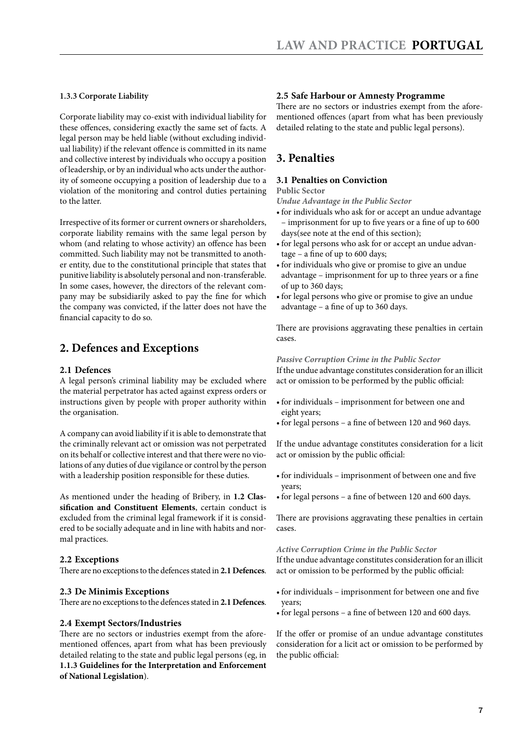#### 1.3.3 Corporate Liability

Corporate liability may co-exist with individual liability for these offences, considering exactly the same set of facts. A legal person may be held liable (without excluding individual liability) if the relevant offence is committed in its name and collective interest by individuals who occupy a position of leadership, or by an individual who acts under the authority of someone occupying a position of leadership due to a violation of the monitoring and control duties pertaining to the latter.

Irrespective of its former or current owners or shareholders, corporate liability remains with the same legal person by whom (and relating to whose activity) an offence has been committed. Such liability may not be transmitted to another entity, due to the constitutional principle that states that punitive liability is absolutely personal and non-transferable. In some cases, however, the directors of the relevant company may be subsidiarily asked to pay the fine for which the company was convicted, if the latter does not have the financial capacity to do so.

## 2. Defences and Exceptions

### 2.1 Defences

A legal person's criminal liability may be excluded where the material perpetrator has acted against express orders or instructions given by people with proper authority within the organisation.

A company can avoid liability if it is able to demonstrate that the criminally relevant act or omission was not perpetrated on its behalf or collective interest and that there were no violations of any duties of due vigilance or control by the person with a leadership position responsible for these duties.

As mentioned under the heading of Bribery, in **1.2 Classification and Constituent Elements**, certain conduct is excluded from the criminal legal framework if it is considered to be socially adequate and in line with habits and normal practices.

### 2.2 Exceptions

There are no exceptions to the defences stated in **2.1 Defences**.

### 2.3 De Minimis Exceptions

There are no exceptions to the defences stated in **2.1 Defences**.

### 2.4 Exempt Sectors/Industries

There are no sectors or industries exempt from the aforementioned offences, apart from what has been previously detailed relating to the state and public legal persons (eg, in **1.1.3 Guidelines for the Interpretation and Enforcement of National Legislation**).

### 2.5 Safe Harbour or Amnesty Programme

There are no sectors or industries exempt from the aforementioned offences (apart from what has been previously detailed relating to the state and public legal persons).

## 3. Penalties

### 3.1 Penalties on Conviction

**Public Sector**

***Undue Advantage in the Public Sector***

- for individuals who ask for or accept an undue advantage – imprisonment for up to five years or a fine of up to 600 days(see note at the end of this section);
- for legal persons who ask for or accept an undue advantage – a fine of up to 600 days;
- for individuals who give or promise to give an undue advantage – imprisonment for up to three years or a fine of up to 360 days;
- for legal persons who give or promise to give an undue advantage – a fine of up to 360 days.

There are provisions aggravating these penalties in certain cases.

***Passive Corruption Crime in the Public Sector***

If the undue advantage constitutes consideration for an illicit act or omission to be performed by the public official:

- for individuals – imprisonment for between one and eight years;
- for legal persons – a fine of between 120 and 960 days.

If the undue advantage constitutes consideration for a licit act or omission by the public official:

- for individuals – imprisonment of between one and five years;
- for legal persons – a fine of between 120 and 600 days.

There are provisions aggravating these penalties in certain cases.

***Active Corruption Crime in the Public Sector***

If the undue advantage constitutes consideration for an illicit act or omission to be performed by the public official:

- for individuals – imprisonment for between one and five years;
- for legal persons – a fine of between 120 and 600 days.

If the offer or promise of an undue advantage constitutes consideration for a licit act or omission to be performed by the public official: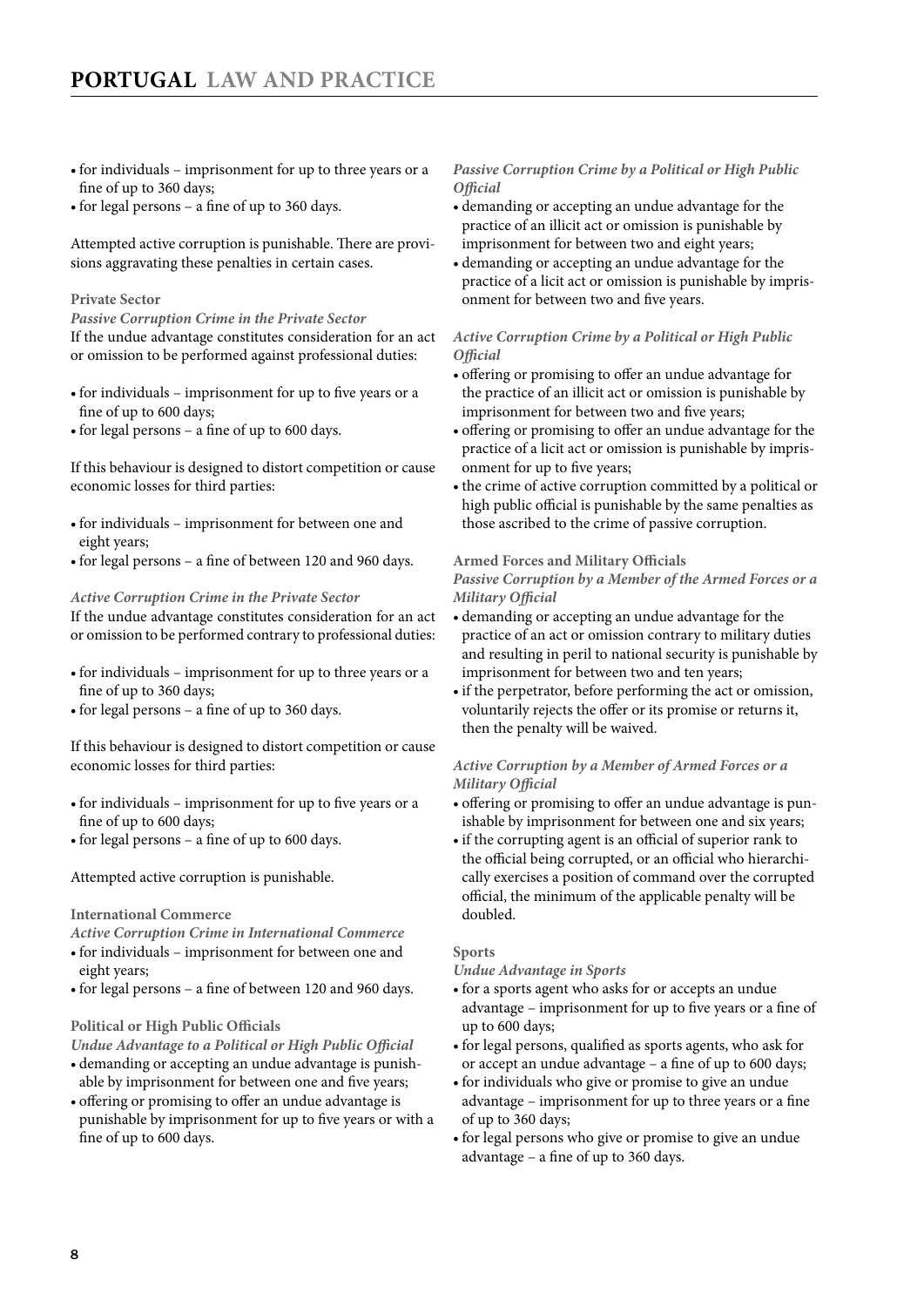- for individuals – imprisonment for up to three years or a fine of up to 360 days;
- for legal persons – a fine of up to 360 days.

Attempted active corruption is punishable. There are provisions aggravating these penalties in certain cases.

**Private Sector**

***Passive Corruption Crime in the Private Sector***

If the undue advantage constitutes consideration for an act or omission to be performed against professional duties:

- for individuals – imprisonment for up to five years or a fine of up to 600 days;
- for legal persons – a fine of up to 600 days.

If this behaviour is designed to distort competition or cause economic losses for third parties:

- for individuals – imprisonment for between one and eight years;
- for legal persons – a fine of between 120 and 960 days.

***Active Corruption Crime in the Private Sector***

If the undue advantage constitutes consideration for an act or omission to be performed contrary to professional duties:

- for individuals – imprisonment for up to three years or a fine of up to 360 days;
- for legal persons – a fine of up to 360 days.

If this behaviour is designed to distort competition or cause economic losses for third parties:

- for individuals – imprisonment for up to five years or a fine of up to 600 days;
- for legal persons – a fine of up to 600 days.

Attempted active corruption is punishable.

**International Commerce**

***Active Corruption Crime in International Commerce***

- for individuals – imprisonment for between one and eight years;
- for legal persons – a fine of between 120 and 960 days.

**Political or High Public Officials**

***Undue Advantage to a Political or High Public Official***

- demanding or accepting an undue advantage is punishable by imprisonment for between one and five years;
- offering or promising to offer an undue advantage is punishable by imprisonment for up to five years or with a fine of up to 600 days.

***Passive Corruption Crime by a Political or High Public Official***

- demanding or accepting an undue advantage for the practice of an illicit act or omission is punishable by imprisonment for between two and eight years;
- demanding or accepting an undue advantage for the practice of a licit act or omission is punishable by imprisonment for between two and five years.

***Active Corruption Crime by a Political or High Public Official***

- offering or promising to offer an undue advantage for the practice of an illicit act or omission is punishable by imprisonment for between two and five years;
- offering or promising to offer an undue advantage for the practice of a licit act or omission is punishable by imprisonment for up to five years;
- the crime of active corruption committed by a political or high public official is punishable by the same penalties as those ascribed to the crime of passive corruption.

**Armed Forces and Military Officials**

***Passive Corruption by a Member of the Armed Forces or a Military Official***

- demanding or accepting an undue advantage for the practice of an act or omission contrary to military duties and resulting in peril to national security is punishable by imprisonment for between two and ten years;
- if the perpetrator, before performing the act or omission, voluntarily rejects the offer or its promise or returns it, then the penalty will be waived.

***Active Corruption by a Member of Armed Forces or a Military Official***

- offering or promising to offer an undue advantage is punishable by imprisonment for between one and six years;
- if the corrupting agent is an official of superior rank to the official being corrupted, or an official who hierarchically exercises a position of command over the corrupted official, the minimum of the applicable penalty will be doubled.

**Sports**

***Undue Advantage in Sports***

- for a sports agent who asks for or accepts an undue advantage – imprisonment for up to five years or a fine of up to 600 days;
- for legal persons, qualified as sports agents, who ask for or accept an undue advantage – a fine of up to 600 days;
- for individuals who give or promise to give an undue advantage – imprisonment for up to three years or a fine of up to 360 days;
- for legal persons who give or promise to give an undue advantage – a fine of up to 360 days.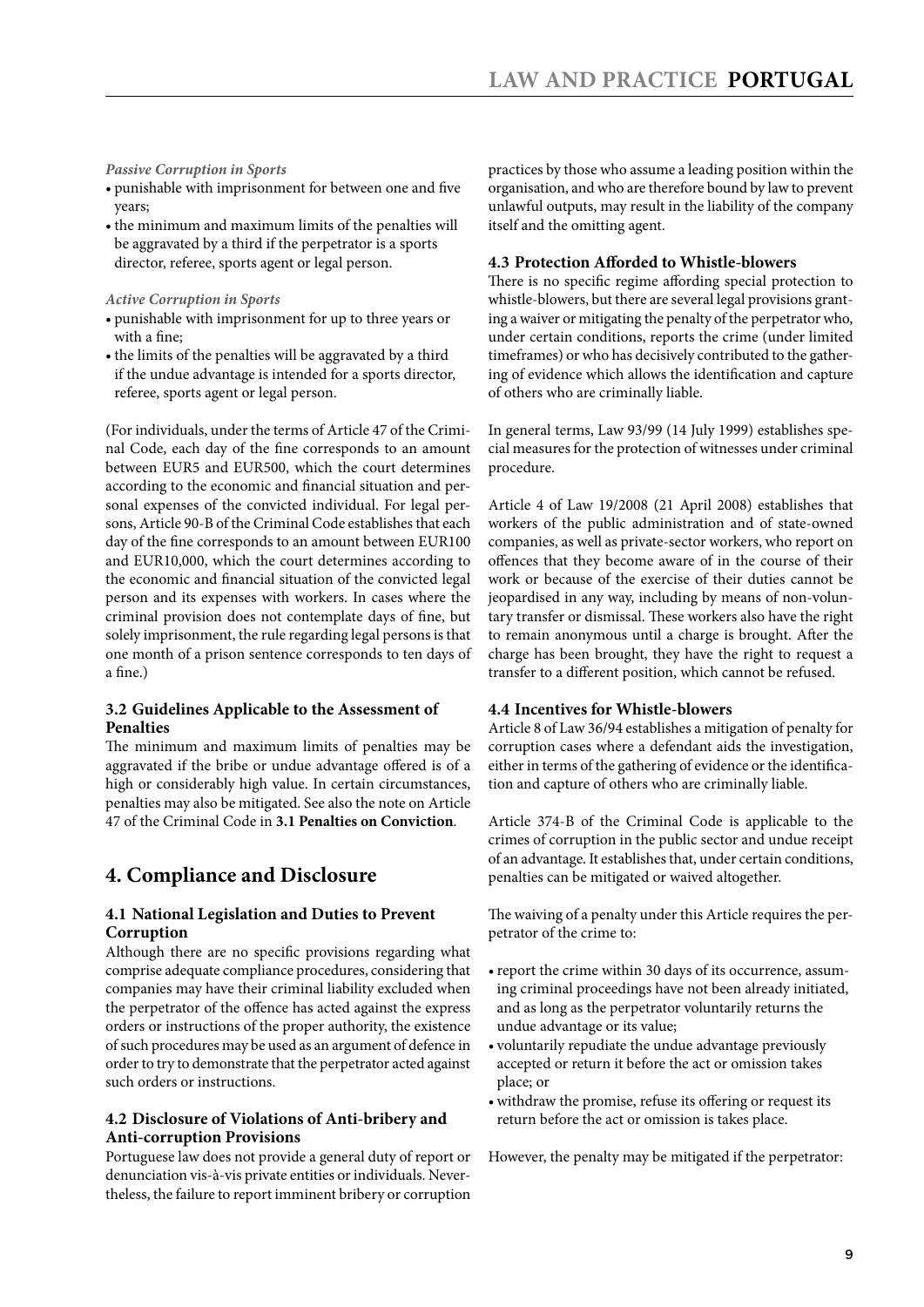*Passive Corruption in Sports*

- punishable with imprisonment for between one and five years;
- the minimum and maximum limits of the penalties will be aggravated by a third if the perpetrator is a sports director, referee, sports agent or legal person.

*Active Corruption in Sports*

- punishable with imprisonment for up to three years or with a fine;
- the limits of the penalties will be aggravated by a third if the undue advantage is intended for a sports director, referee, sports agent or legal person.

(For individuals, under the terms of Article 47 of the Criminal Code, each day of the fine corresponds to an amount between EUR5 and EUR500, which the court determines according to the economic and financial situation and personal expenses of the convicted individual. For legal persons, Article 90-B of the Criminal Code establishes that each day of the fine corresponds to an amount between EUR100 and EUR10,000, which the court determines according to the economic and financial situation of the convicted legal person and its expenses with workers. In cases where the criminal provision does not contemplate days of fine, but solely imprisonment, the rule regarding legal persons is that one month of a prison sentence corresponds to ten days of a fine.)

### 3.2 Guidelines Applicable to the Assessment of Penalties

The minimum and maximum limits of penalties may be aggravated if the bribe or undue advantage offered is of a high or considerably high value. In certain circumstances, penalties may also be mitigated. See also the note on Article 47 of the Criminal Code in **3.1 Penalties on Conviction**.

## 4. Compliance and Disclosure

### 4.1 National Legislation and Duties to Prevent Corruption

Although there are no specific provisions regarding what comprise adequate compliance procedures, considering that companies may have their criminal liability excluded when the perpetrator of the offence has acted against the express orders or instructions of the proper authority, the existence of such procedures may be used as an argument of defence in order to try to demonstrate that the perpetrator acted against such orders or instructions.

### 4.2 Disclosure of Violations of Anti-bribery and Anti-corruption Provisions

Portuguese law does not provide a general duty of report or denunciation vis-à-vis private entities or individuals. Nevertheless, the failure to report imminent bribery or corruption practices by those who assume a leading position within the organisation, and who are therefore bound by law to prevent unlawful outputs, may result in the liability of the company itself and the omitting agent.

### 4.3 Protection Afforded to Whistle-blowers

There is no specific regime affording special protection to whistle-blowers, but there are several legal provisions granting a waiver or mitigating the penalty of the perpetrator who, under certain conditions, reports the crime (under limited timeframes) or who has decisively contributed to the gathering of evidence which allows the identification and capture of others who are criminally liable.

In general terms, Law 93/99 (14 July 1999) establishes special measures for the protection of witnesses under criminal procedure.

Article 4 of Law 19/2008 (21 April 2008) establishes that workers of the public administration and of state-owned companies, as well as private-sector workers, who report on offences that they become aware of in the course of their work or because of the exercise of their duties cannot be jeopardised in any way, including by means of non-voluntary transfer or dismissal. These workers also have the right to remain anonymous until a charge is brought. After the charge has been brought, they have the right to request a transfer to a different position, which cannot be refused.

### 4.4 Incentives for Whistle-blowers

Article 8 of Law 36/94 establishes a mitigation of penalty for corruption cases where a defendant aids the investigation, either in terms of the gathering of evidence or the identification and capture of others who are criminally liable.

Article 374-B of the Criminal Code is applicable to the crimes of corruption in the public sector and undue receipt of an advantage. It establishes that, under certain conditions, penalties can be mitigated or waived altogether.

The waiving of a penalty under this Article requires the perpetrator of the crime to:

- report the crime within 30 days of its occurrence, assuming criminal proceedings have not been already initiated, and as long as the perpetrator voluntarily returns the undue advantage or its value;
- voluntarily repudiate the undue advantage previously accepted or return it before the act or omission takes place; or
- withdraw the promise, refuse its offering or request its return before the act or omission is takes place.

However, the penalty may be mitigated if the perpetrator: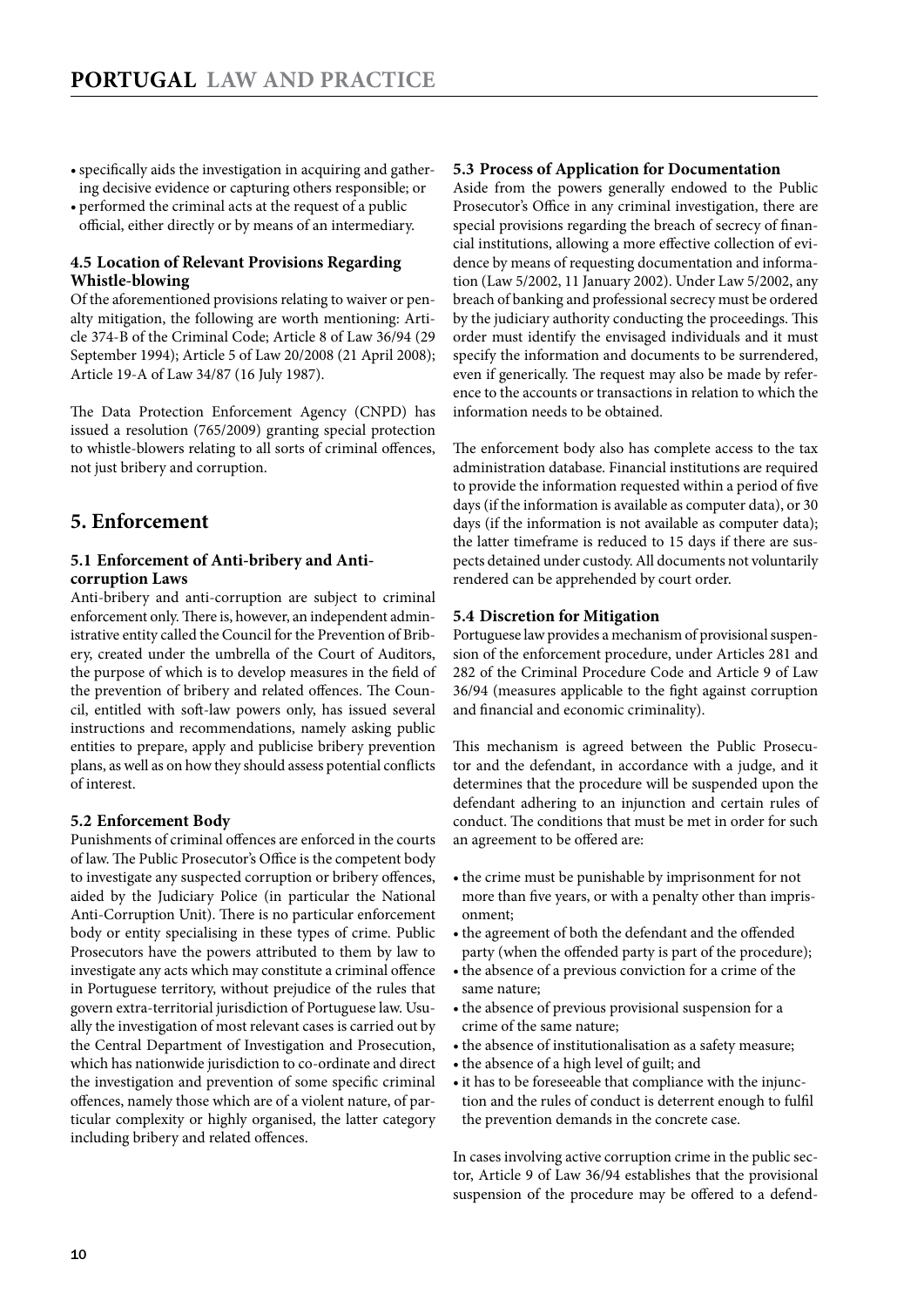- specifically aids the investigation in acquiring and gathering decisive evidence or capturing others responsible; or
- performed the criminal acts at the request of a public official, either directly or by means of an intermediary.

### 4.5 Location of Relevant Provisions Regarding Whistle-blowing

Of the aforementioned provisions relating to waiver or penalty mitigation, the following are worth mentioning: Article 374-B of the Criminal Code; Article 8 of Law 36/94 (29 September 1994); Article 5 of Law 20/2008 (21 April 2008); Article 19-A of Law 34/87 (16 July 1987).

The Data Protection Enforcement Agency (CNPD) has issued a resolution (765/2009) granting special protection to whistle-blowers relating to all sorts of criminal offences, not just bribery and corruption.

## 5. Enforcement

### 5.1 Enforcement of Anti-bribery and Anti-corruption Laws

Anti-bribery and anti-corruption are subject to criminal enforcement only. There is, however, an independent administrative entity called the Council for the Prevention of Bribery, created under the umbrella of the Court of Auditors, the purpose of which is to develop measures in the field of the prevention of bribery and related offences. The Council, entitled with soft-law powers only, has issued several instructions and recommendations, namely asking public entities to prepare, apply and publicise bribery prevention plans, as well as on how they should assess potential conflicts of interest.

### 5.2 Enforcement Body

Punishments of criminal offences are enforced in the courts of law. The Public Prosecutor's Office is the competent body to investigate any suspected corruption or bribery offences, aided by the Judiciary Police (in particular the National Anti-Corruption Unit). There is no particular enforcement body or entity specialising in these types of crime. Public Prosecutors have the powers attributed to them by law to investigate any acts which may constitute a criminal offence in Portuguese territory, without prejudice of the rules that govern extra-territorial jurisdiction of Portuguese law. Usually the investigation of most relevant cases is carried out by the Central Department of Investigation and Prosecution, which has nationwide jurisdiction to co-ordinate and direct the investigation and prevention of some specific criminal offences, namely those which are of a violent nature, of particular complexity or highly organised, the latter category including bribery and related offences.

### 5.3 Process of Application for Documentation

Aside from the powers generally endowed to the Public Prosecutor's Office in any criminal investigation, there are special provisions regarding the breach of secrecy of financial institutions, allowing a more effective collection of evidence by means of requesting documentation and information (Law 5/2002, 11 January 2002). Under Law 5/2002, any breach of banking and professional secrecy must be ordered by the judiciary authority conducting the proceedings. This order must identify the envisaged individuals and it must specify the information and documents to be surrendered, even if generically. The request may also be made by reference to the accounts or transactions in relation to which the information needs to be obtained.

The enforcement body also has complete access to the tax administration database. Financial institutions are required to provide the information requested within a period of five days (if the information is available as computer data), or 30 days (if the information is not available as computer data); the latter timeframe is reduced to 15 days if there are suspects detained under custody. All documents not voluntarily rendered can be apprehended by court order.

### 5.4 Discretion for Mitigation

Portuguese law provides a mechanism of provisional suspension of the enforcement procedure, under Articles 281 and 282 of the Criminal Procedure Code and Article 9 of Law 36/94 (measures applicable to the fight against corruption and financial and economic criminality).

This mechanism is agreed between the Public Prosecutor and the defendant, in accordance with a judge, and it determines that the procedure will be suspended upon the defendant adhering to an injunction and certain rules of conduct. The conditions that must be met in order for such an agreement to be offered are:

- the crime must be punishable by imprisonment for not more than five years, or with a penalty other than imprisonment;
- the agreement of both the defendant and the offended party (when the offended party is part of the procedure);
- the absence of a previous conviction for a crime of the same nature;
- the absence of previous provisional suspension for a crime of the same nature;
- the absence of institutionalisation as a safety measure;
- the absence of a high level of guilt; and
- it has to be foreseeable that compliance with the injunction and the rules of conduct is deterrent enough to fulfil the prevention demands in the concrete case.

In cases involving active corruption crime in the public sector, Article 9 of Law 36/94 establishes that the provisional suspension of the procedure may be offered to a defend-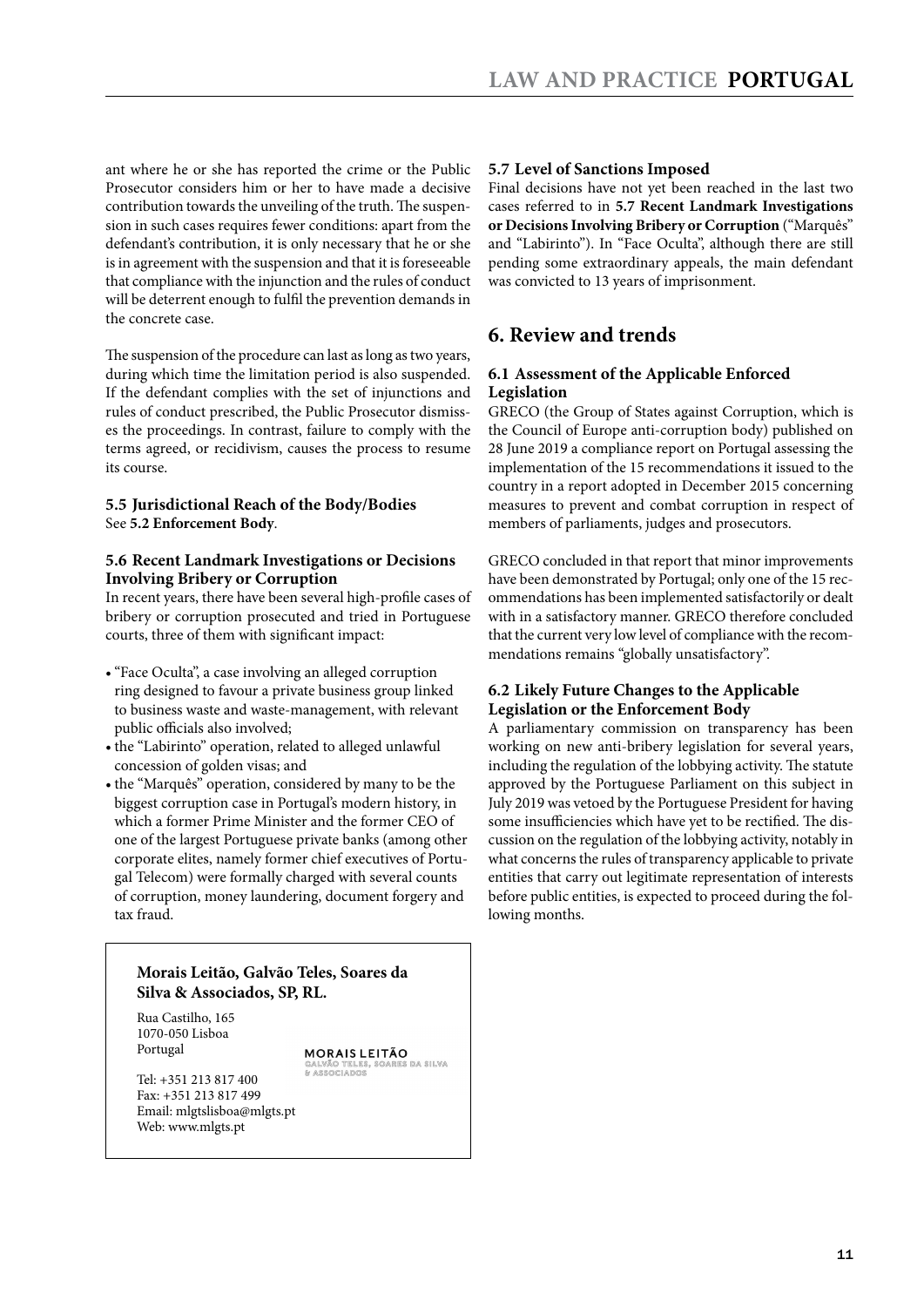ant where he or she has reported the crime or the Public Prosecutor considers him or her to have made a decisive contribution towards the unveiling of the truth. The suspension in such cases requires fewer conditions: apart from the defendant's contribution, it is only necessary that he or she is in agreement with the suspension and that it is foreseeable that compliance with the injunction and the rules of conduct will be deterrent enough to fulfil the prevention demands in the concrete case.

The suspension of the procedure can last as long as two years, during which time the limitation period is also suspended. If the defendant complies with the set of injunctions and rules of conduct prescribed, the Public Prosecutor dismisses the proceedings. In contrast, failure to comply with the terms agreed, or recidivism, causes the process to resume its course.

### 5.5 Jurisdictional Reach of the Body/Bodies

See **5.2 Enforcement Body**.

### 5.6 Recent Landmark Investigations or Decisions Involving Bribery or Corruption

In recent years, there have been several high-profile cases of bribery or corruption prosecuted and tried in Portuguese courts, three of them with significant impact:

- "Face Oculta", a case involving an alleged corruption ring designed to favour a private business group linked to business waste and waste-management, with relevant public officials also involved;
- the "Labirinto" operation, related to alleged unlawful concession of golden visas; and
- the "Marquês" operation, considered by many to be the biggest corruption case in Portugal's modern history, in which a former Prime Minister and the former CEO of one of the largest Portuguese private banks (among other corporate elites, namely former chief executives of Portugal Telecom) were formally charged with several counts of corruption, money laundering, document forgery and tax fraud.

### 5.7 Level of Sanctions Imposed

Final decisions have not yet been reached in the last two cases referred to in **5.7 Recent Landmark Investigations or Decisions Involving Bribery or Corruption** ("Marquês" and "Labirinto"). In "Face Oculta", although there are still pending some extraordinary appeals, the main defendant was convicted to 13 years of imprisonment.

## 6. Review and trends

### 6.1 Assessment of the Applicable Enforced Legislation

GRECO (the Group of States against Corruption, which is the Council of Europe anti-corruption body) published on 28 June 2019 a compliance report on Portugal assessing the implementation of the 15 recommendations it issued to the country in a report adopted in December 2015 concerning measures to prevent and combat corruption in respect of members of parliaments, judges and prosecutors.

GRECO concluded in that report that minor improvements have been demonstrated by Portugal; only one of the 15 recommendations has been implemented satisfactorily or dealt with in a satisfactory manner. GRECO therefore concluded that the current very low level of compliance with the recommendations remains "globally unsatisfactory".

### 6.2 Likely Future Changes to the Applicable Legislation or the Enforcement Body

A parliamentary commission on transparency has been working on new anti-bribery legislation for several years, including the regulation of the lobbying activity. The statute approved by the Portuguese Parliament on this subject in July 2019 was vetoed by the Portuguese President for having some insufficiencies which have yet to be rectified. The discussion on the regulation of the lobbying activity, notably in what concerns the rules of transparency applicable to private entities that carry out legitimate representation of interests before public entities, is expected to proceed during the following months.

**Morais Leitão, Galvão Teles, Soares da Silva & Associados, SP, RL.**

Rua Castilho, 165
1070-050 Lisboa
Portugal

MORAIS LEITÃO
GALVÃO TELES, SOARES DA SILVA & ASSOCIADOS

Tel: +351 213 817 400
Fax: +351 213 817 499
Email: mlgtslisboa@mlgts.pt
Web: www.mlgts.pt